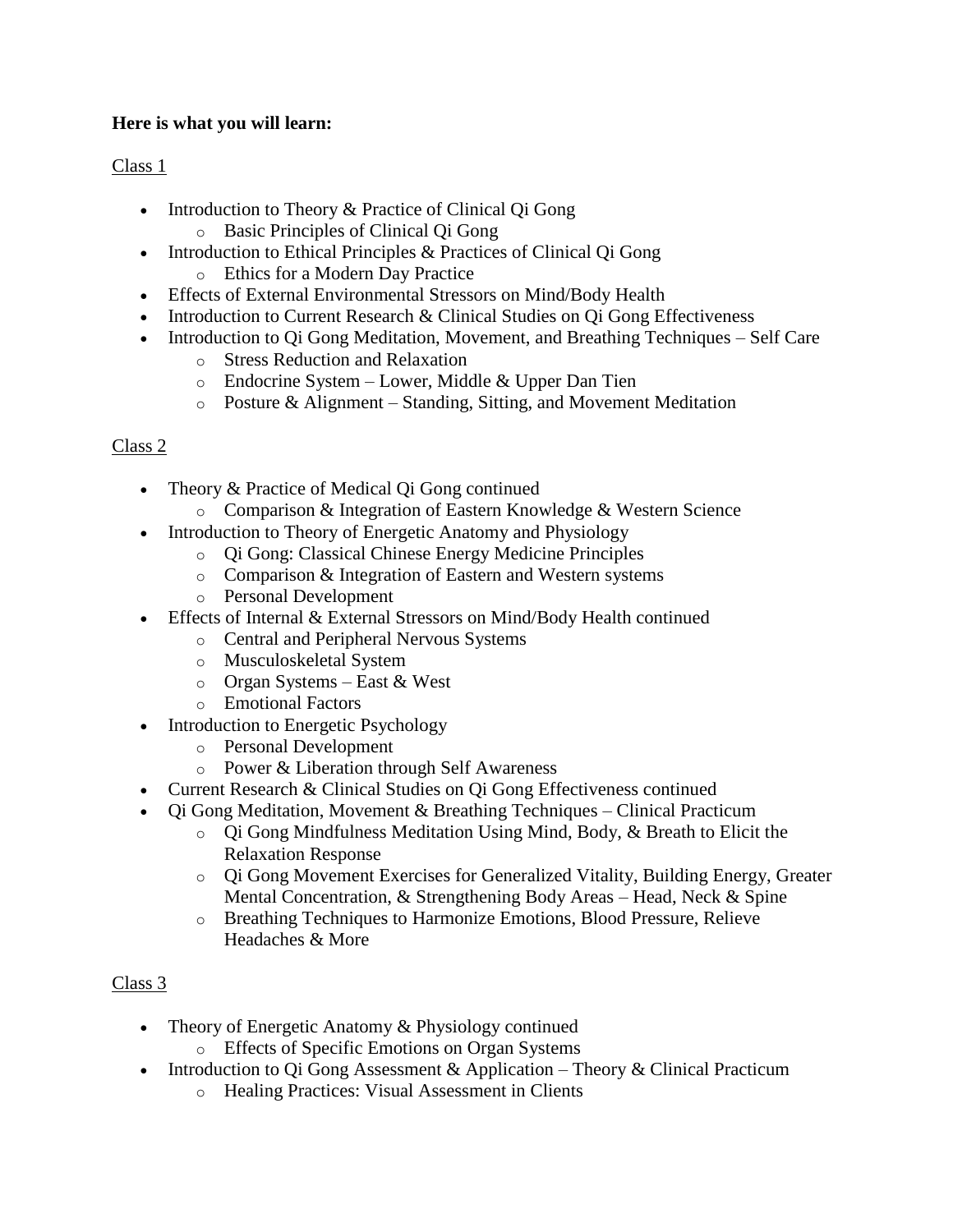**Here is what you will learn:**

Class 1

- Introduction to Theory & Practice of Clinical Qi Gong
    - Basic Principles of Clinical Qi Gong
- Introduction to Ethical Principles & Practices of Clinical Qi Gong
    - Ethics for a Modern Day Practice
- Effects of External Environmental Stressors on Mind/Body Health
- Introduction to Current Research & Clinical Studies on Qi Gong Effectiveness
- Introduction to Qi Gong Meditation, Movement, and Breathing Techniques – Self Care
    - Stress Reduction and Relaxation
    - Endocrine System – Lower, Middle & Upper Dan Tien
    - Posture & Alignment – Standing, Sitting, and Movement Meditation

Class 2

- Theory & Practice of Medical Qi Gong continued
    - Comparison & Integration of Eastern Knowledge & Western Science
- Introduction to Theory of Energetic Anatomy and Physiology
    - Qi Gong: Classical Chinese Energy Medicine Principles
    - Comparison & Integration of Eastern and Western systems
    - Personal Development
- Effects of Internal & External Stressors on Mind/Body Health continued
    - Central and Peripheral Nervous Systems
    - Musculoskeletal System
    - Organ Systems – East & West
    - Emotional Factors
- Introduction to Energetic Psychology
    - Personal Development
    - Power & Liberation through Self Awareness
- Current Research & Clinical Studies on Qi Gong Effectiveness continued
- Qi Gong Meditation, Movement & Breathing Techniques – Clinical Practicum
    - Qi Gong Mindfulness Meditation Using Mind, Body, & Breath to Elicit the Relaxation Response
    - Qi Gong Movement Exercises for Generalized Vitality, Building Energy, Greater Mental Concentration, & Strengthening Body Areas – Head, Neck & Spine
    - Breathing Techniques to Harmonize Emotions, Blood Pressure, Relieve Headaches & More

Class 3

- Theory of Energetic Anatomy & Physiology continued
    - Effects of Specific Emotions on Organ Systems
- Introduction to Qi Gong Assessment & Application – Theory & Clinical Practicum
    - Healing Practices: Visual Assessment in Clients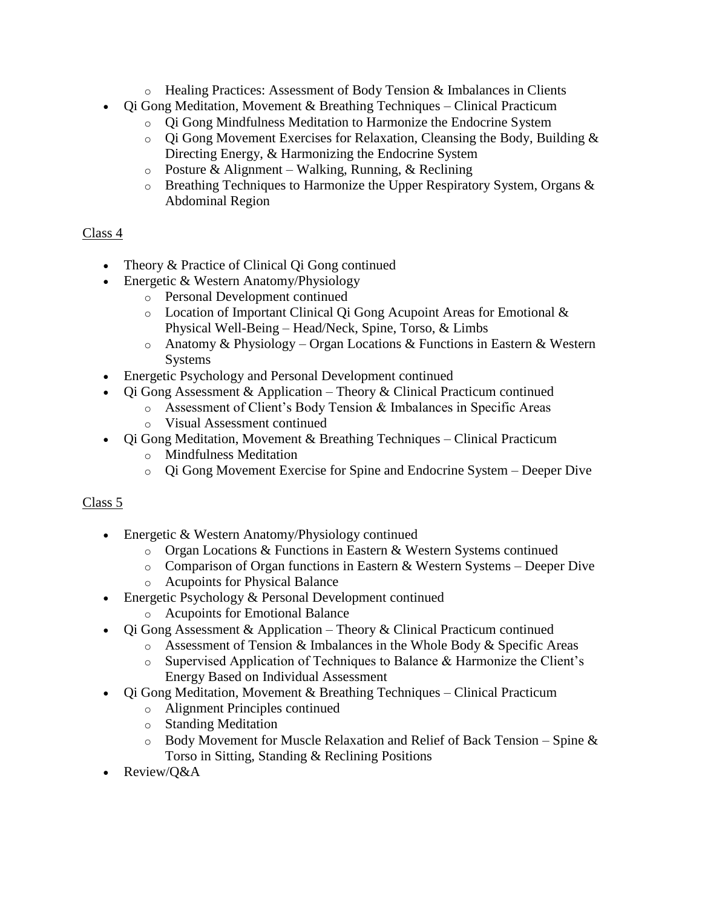- Healing Practices: Assessment of Body Tension & Imbalances in Clients
- Qi Gong Meditation, Movement & Breathing Techniques – Clinical Practicum
  - Qi Gong Mindfulness Meditation to Harmonize the Endocrine System
  - Qi Gong Movement Exercises for Relaxation, Cleansing the Body, Building & Directing Energy, & Harmonizing the Endocrine System
  - Posture & Alignment – Walking, Running, & Reclining
  - Breathing Techniques to Harmonize the Upper Respiratory System, Organs & Abdominal Region

<u>Class 4</u>

- Theory & Practice of Clinical Qi Gong continued
- Energetic & Western Anatomy/Physiology
  - Personal Development continued
  - Location of Important Clinical Qi Gong Acupoint Areas for Emotional & Physical Well-Being – Head/Neck, Spine, Torso, & Limbs
  - Anatomy & Physiology – Organ Locations & Functions in Eastern & Western Systems
- Energetic Psychology and Personal Development continued
- Qi Gong Assessment & Application – Theory & Clinical Practicum continued
  - Assessment of Client's Body Tension & Imbalances in Specific Areas
  - Visual Assessment continued
- Qi Gong Meditation, Movement & Breathing Techniques – Clinical Practicum
  - Mindfulness Meditation
  - Qi Gong Movement Exercise for Spine and Endocrine System – Deeper Dive

<u>Class 5</u>

- Energetic & Western Anatomy/Physiology continued
  - Organ Locations & Functions in Eastern & Western Systems continued
  - Comparison of Organ functions in Eastern & Western Systems – Deeper Dive
  - Acupoints for Physical Balance
- Energetic Psychology & Personal Development continued
  - Acupoints for Emotional Balance
- Qi Gong Assessment & Application – Theory & Clinical Practicum continued
  - Assessment of Tension & Imbalances in the Whole Body & Specific Areas
  - Supervised Application of Techniques to Balance & Harmonize the Client's Energy Based on Individual Assessment
- Qi Gong Meditation, Movement & Breathing Techniques – Clinical Practicum
  - Alignment Principles continued
  - Standing Meditation
  - Body Movement for Muscle Relaxation and Relief of Back Tension – Spine & Torso in Sitting, Standing & Reclining Positions
- Review/Q&A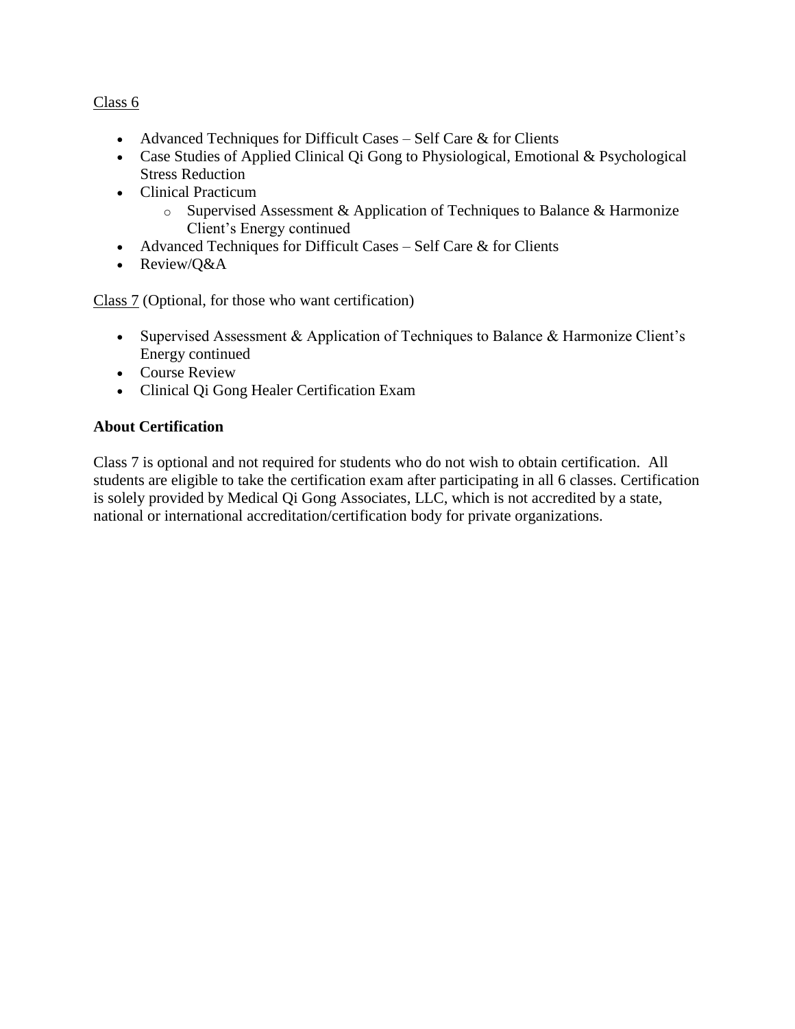Class 6

- Advanced Techniques for Difficult Cases – Self Care & for Clients
- Case Studies of Applied Clinical Qi Gong to Physiological, Emotional & Psychological Stress Reduction
- Clinical Practicum
    - Supervised Assessment & Application of Techniques to Balance & Harmonize Client's Energy continued
- Advanced Techniques for Difficult Cases – Self Care & for Clients
- Review/Q&A

Class 7 (Optional, for those who want certification)

- Supervised Assessment & Application of Techniques to Balance & Harmonize Client's Energy continued
- Course Review
- Clinical Qi Gong Healer Certification Exam

**About Certification**

Class 7 is optional and not required for students who do not wish to obtain certification. All students are eligible to take the certification exam after participating in all 6 classes. Certification is solely provided by Medical Qi Gong Associates, LLC, which is not accredited by a state, national or international accreditation/certification body for private organizations.